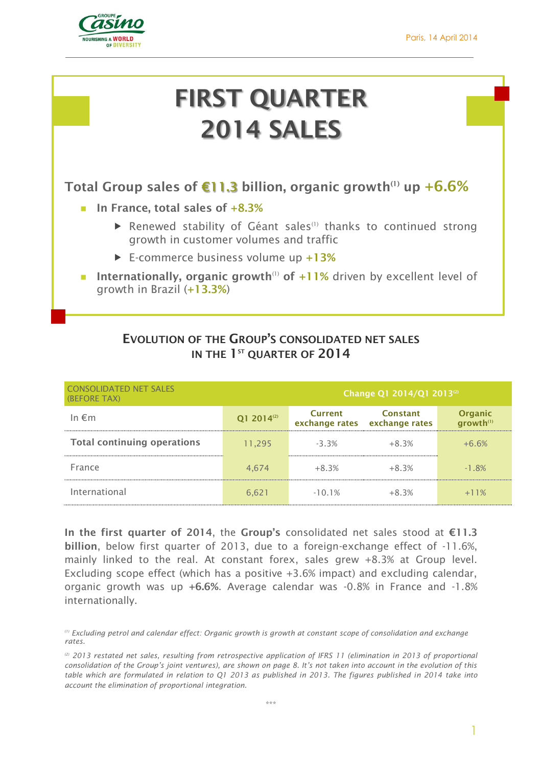Paris, 14 April 2014

# FIRST QUARTER 2014 SALES

## Total Group sales of €11.3 billion, organic growth[1] up +6.6%

- **In France, total sales of +8.3%**
  - Renewed stability of Géant sales[1] thanks to continued strong growth in customer volumes and traffic
  - E-commerce business volume up +13%
- **Internationally, organic growth[1] of +11%** driven by excellent level of growth in Brazil (+13.3%)

## EVOLUTION OF THE GROUP'S CONSOLIDATED NET SALES IN THE 1ST QUARTER OF 2014

| CONSOLIDATED NET SALES (BEFORE TAX) | | Change Q1 2014/Q1 2013[2] | | |
|---|---|---|---|---|
| In €m | Q1 2014[2] | Current exchange rates | Constant exchange rates | Organic growth[1] |
| **Total continuing operations** | 11,295 | -3.3% | +8.3% | +6.6% |
| France | 4,674 | +8.3% | +8.3% | -1.8% |
| International | 6,621 | -10.1% | +8.3% | +11% |

**In the first quarter of 2014**, the **Group's** consolidated net sales stood at **€11.3 billion**, below first quarter of 2013, due to a foreign-exchange effect of -11.6%, mainly linked to the real. At constant forex, sales grew +8.3% at Group level. Excluding scope effect (which has a positive +3.6% impact) and excluding calendar, organic growth was up **+6.6%**. Average calendar was -0.8% in France and -1.8% internationally.

*[1] Excluding petrol and calendar effect: Organic growth is growth at constant scope of consolidation and exchange rates.*

*[2] 2013 restated net sales, resulting from retrospective application of IFRS 11 (elimination in 2013 of proportional consolidation of the Group's joint ventures), are shown on page 8. It's not taken into account in the evolution of this table which are formulated in relation to Q1 2013 as published in 2013. The figures published in 2014 take into account the elimination of proportional integration.*

\*\*\*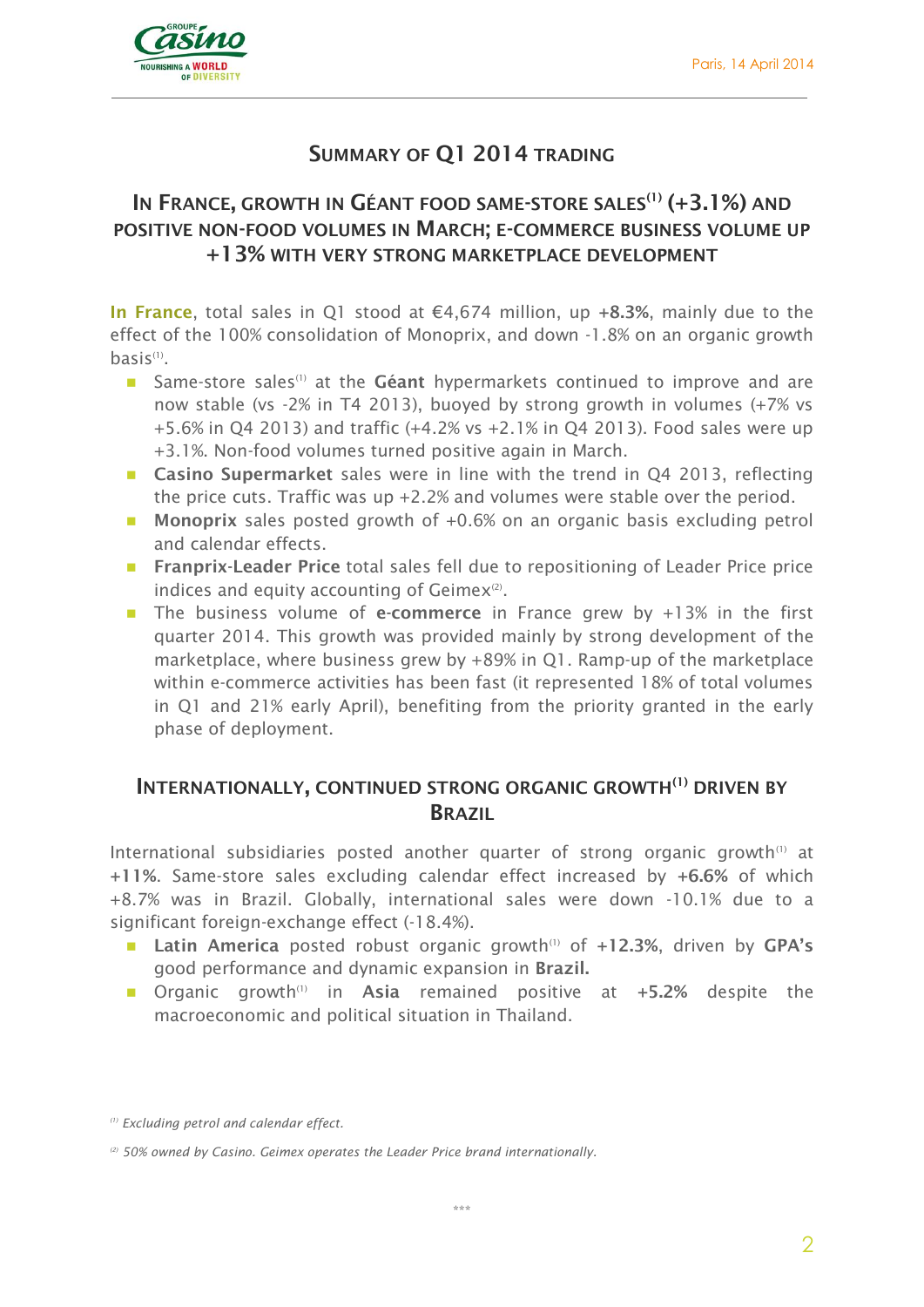Paris, 14 April 2014

## SUMMARY OF Q1 2014 TRADING

## IN FRANCE, GROWTH IN GÉANT FOOD SAME-STORE SALES[1] (+3.1%) AND POSITIVE NON-FOOD VOLUMES IN MARCH; E-COMMERCE BUSINESS VOLUME UP +13% WITH VERY STRONG MARKETPLACE DEVELOPMENT

**In France**, total sales in Q1 stood at €4,674 million, up **+8.3%**, mainly due to the effect of the 100% consolidation of Monoprix, and down -1.8% on an organic growth basis[1].

- Same-store sales[1] at the **Géant** hypermarkets continued to improve and are now stable (vs -2% in T4 2013), buoyed by strong growth in volumes (+7% vs +5.6% in Q4 2013) and traffic (+4.2% vs +2.1% in Q4 2013). Food sales were up +3.1%. Non-food volumes turned positive again in March.
- **Casino Supermarket** sales were in line with the trend in Q4 2013, reflecting the price cuts. Traffic was up +2.2% and volumes were stable over the period.
- **Monoprix** sales posted growth of +0.6% on an organic basis excluding petrol and calendar effects.
- **Franprix-Leader Price** total sales fell due to repositioning of Leader Price price indices and equity accounting of Geimex[2].
- The business volume of **e-commerce** in France grew by +13% in the first quarter 2014. This growth was provided mainly by strong development of the marketplace, where business grew by +89% in Q1. Ramp-up of the marketplace within e-commerce activities has been fast (it represented 18% of total volumes in Q1 and 21% early April), benefiting from the priority granted in the early phase of deployment.

## INTERNATIONALLY, CONTINUED STRONG ORGANIC GROWTH[1] DRIVEN BY BRAZIL

International subsidiaries posted another quarter of strong organic growth[1] at **+11%**. Same-store sales excluding calendar effect increased by **+6.6%** of which +8.7% was in Brazil. Globally, international sales were down -10.1% due to a significant foreign-exchange effect (-18.4%).

- **Latin America** posted robust organic growth[1] of **+12.3%**, driven by **GPA's** good performance and dynamic expansion in **Brazil.**
- Organic growth[1] in **Asia** remained positive at **+5.2%** despite the macroeconomic and political situation in Thailand.

*[1] Excluding petrol and calendar effect.*

*[2] 50% owned by Casino. Geimex operates the Leader Price brand internationally.*

\*\*\*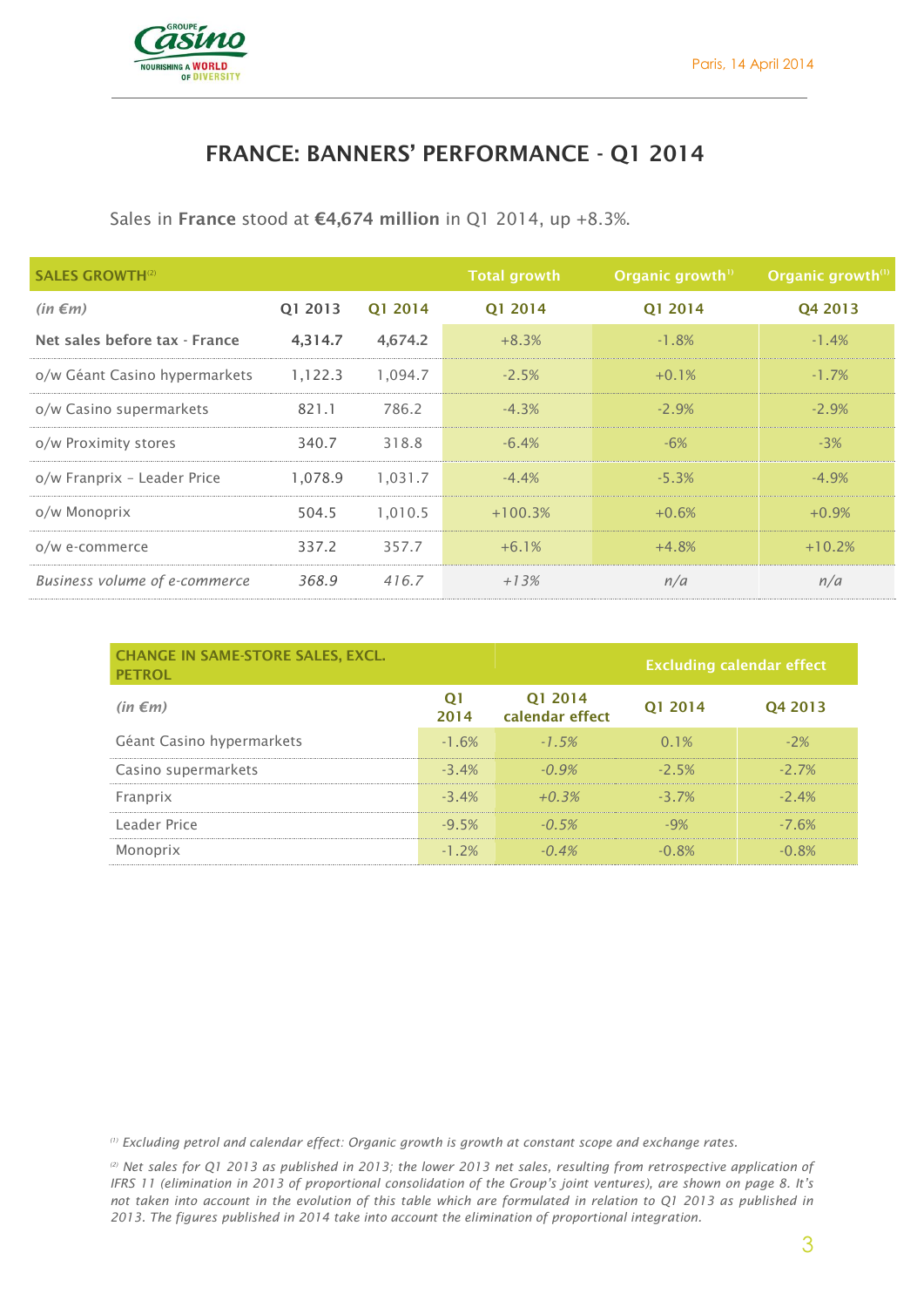# FRANCE: BANNERS' PERFORMANCE - Q1 2014

Sales in **France** stood at **€4,674 million** in Q1 2014, up +8.3%.

| **SALES GROWTH**[2] | | | Total growth | Organic growth[1] | Organic growth[1] |
|---|---|---|---|---|---|
| *(in €m)* | Q1 2013 | Q1 2014 | Q1 2014 | Q1 2014 | Q4 2013 |
| **Net sales before tax - France** | **4,314.7** | **4,674.2** | +8.3% | -1.8% | -1.4% |
| o/w Géant Casino hypermarkets | 1,122.3 | 1,094.7 | -2.5% | +0.1% | -1.7% |
| o/w Casino supermarkets | 821.1 | 786.2 | -4.3% | -2.9% | -2.9% |
| o/w Proximity stores | 340.7 | 318.8 | -6.4% | -6% | -3% |
| o/w Franprix – Leader Price | 1,078.9 | 1,031.7 | -4.4% | -5.3% | -4.9% |
| o/w Monoprix | 504.5 | 1,010.5 | +100.3% | +0.6% | +0.9% |
| o/w e-commerce | 337.2 | 357.7 | +6.1% | +4.8% | +10.2% |
| *Business volume of e-commerce* | *368.9* | *416.7* | *+13%* | *n/a* | *n/a* |

| **CHANGE IN SAME-STORE SALES, EXCL. PETROL** | | | Excluding calendar effect | |
|---|---|---|---|---|
| *(in €m)* | Q1 2014 | Q1 2014 calendar effect | Q1 2014 | Q4 2013 |
| Géant Casino hypermarkets | -1.6% | *-1.5%* | 0.1% | -2% |
| Casino supermarkets | -3.4% | *-0.9%* | -2.5% | -2.7% |
| Franprix | -3.4% | *+0.3%* | -3.7% | -2.4% |
| Leader Price | -9.5% | *-0.5%* | -9% | -7.6% |
| Monoprix | -1.2% | *-0.4%* | -0.8% | -0.8% |

*[1] Excluding petrol and calendar effect: Organic growth is growth at constant scope and exchange rates.*

*[2] Net sales for Q1 2013 as published in 2013; the lower 2013 net sales, resulting from retrospective application of IFRS 11 (elimination in 2013 of proportional consolidation of the Group's joint ventures), are shown on page 8. It's not taken into account in the evolution of this table which are formulated in relation to Q1 2013 as published in 2013. The figures published in 2014 take into account the elimination of proportional integration.*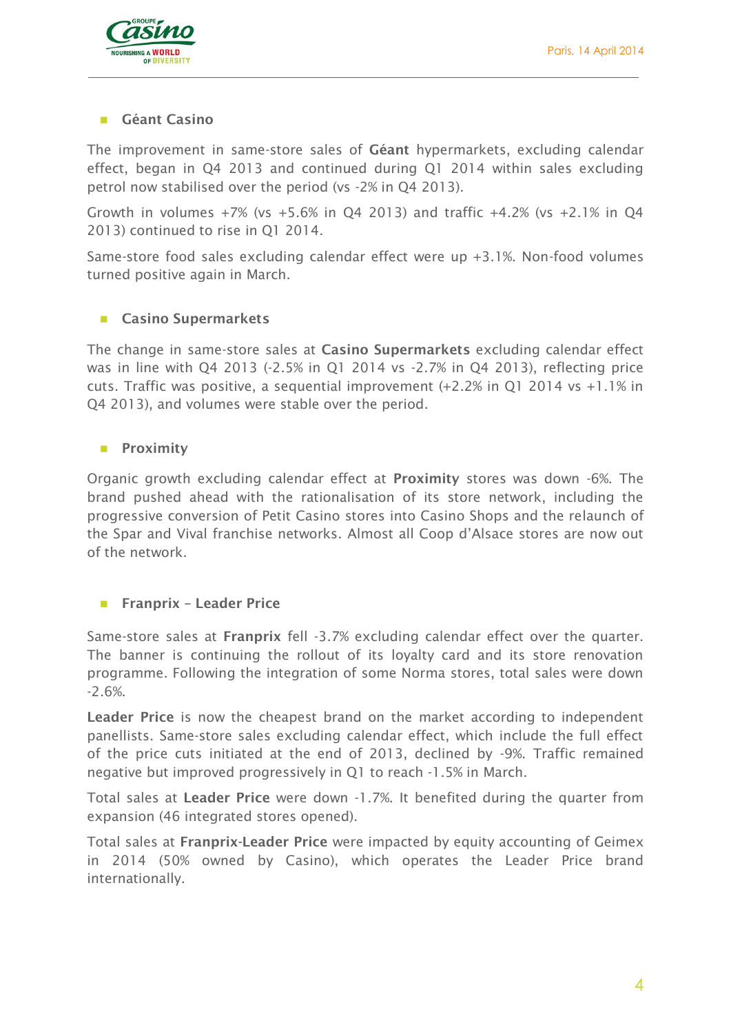- **Géant Casino**

The improvement in same-store sales of **Géant** hypermarkets, excluding calendar effect, began in Q4 2013 and continued during Q1 2014 within sales excluding petrol now stabilised over the period (vs -2% in Q4 2013).

Growth in volumes +7% (vs +5.6% in Q4 2013) and traffic +4.2% (vs +2.1% in Q4 2013) continued to rise in Q1 2014.

Same-store food sales excluding calendar effect were up +3.1%. Non-food volumes turned positive again in March.

- **Casino Supermarkets**

The change in same-store sales at **Casino Supermarkets** excluding calendar effect was in line with Q4 2013 (-2.5% in Q1 2014 vs -2.7% in Q4 2013), reflecting price cuts. Traffic was positive, a sequential improvement (+2.2% in Q1 2014 vs +1.1% in Q4 2013), and volumes were stable over the period.

- **Proximity**

Organic growth excluding calendar effect at **Proximity** stores was down -6%. The brand pushed ahead with the rationalisation of its store network, including the progressive conversion of Petit Casino stores into Casino Shops and the relaunch of the Spar and Vival franchise networks. Almost all Coop d'Alsace stores are now out of the network.

- **Franprix – Leader Price**

Same-store sales at **Franprix** fell -3.7% excluding calendar effect over the quarter. The banner is continuing the rollout of its loyalty card and its store renovation programme. Following the integration of some Norma stores, total sales were down -2.6%.

**Leader Price** is now the cheapest brand on the market according to independent panellists. Same-store sales excluding calendar effect, which include the full effect of the price cuts initiated at the end of 2013, declined by -9%. Traffic remained negative but improved progressively in Q1 to reach -1.5% in March.

Total sales at **Leader Price** were down -1.7%. It benefited during the quarter from expansion (46 integrated stores opened).

Total sales at **Franprix-Leader Price** were impacted by equity accounting of Geimex in 2014 (50% owned by Casino), which operates the Leader Price brand internationally.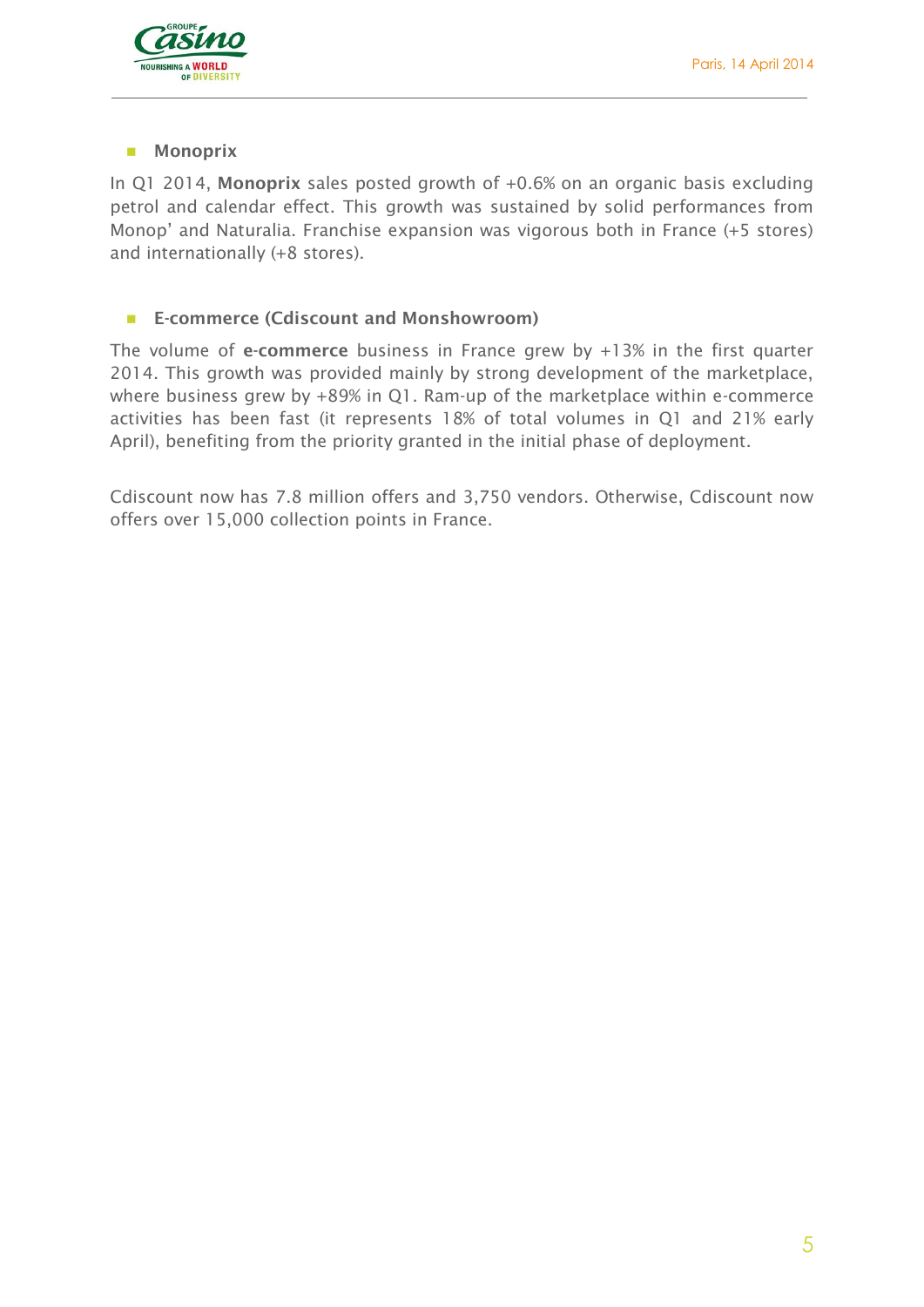- **Monoprix**

In Q1 2014, **Monoprix** sales posted growth of +0.6% on an organic basis excluding petrol and calendar effect. This growth was sustained by solid performances from Monop' and Naturalia. Franchise expansion was vigorous both in France (+5 stores) and internationally (+8 stores).

- **E-commerce (Cdiscount and Monshowroom)**

The volume of **e-commerce** business in France grew by +13% in the first quarter 2014. This growth was provided mainly by strong development of the marketplace, where business grew by +89% in Q1. Ram-up of the marketplace within e-commerce activities has been fast (it represents 18% of total volumes in Q1 and 21% early April), benefiting from the priority granted in the initial phase of deployment.

Cdiscount now has 7.8 million offers and 3,750 vendors. Otherwise, Cdiscount now offers over 15,000 collection points in France.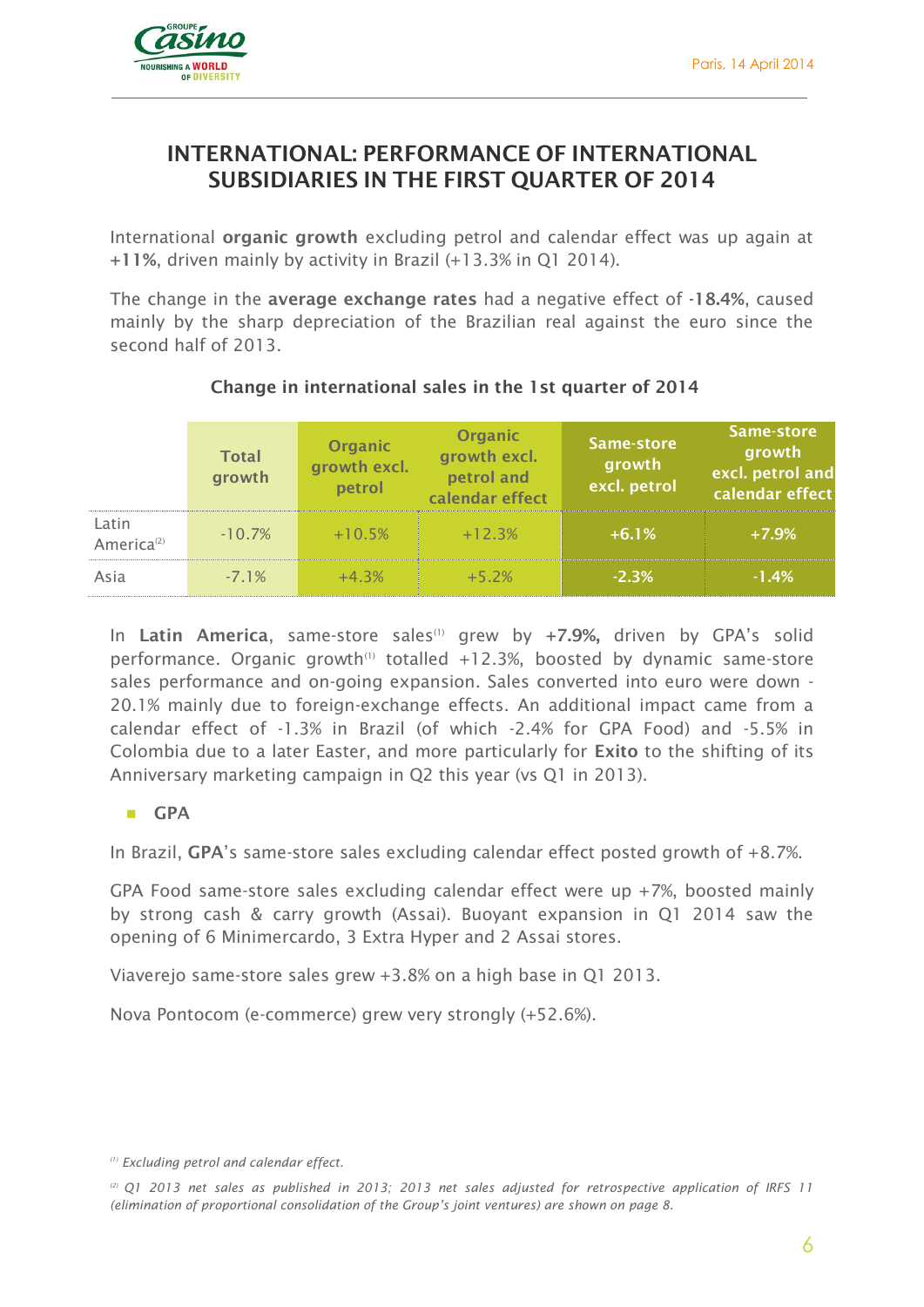## INTERNATIONAL: PERFORMANCE OF INTERNATIONAL SUBSIDIARIES IN THE FIRST QUARTER OF 2014

International **organic growth** excluding petrol and calendar effect was up again at +11%, driven mainly by activity in Brazil (+13.3% in Q1 2014).

The change in the **average exchange rates** had a negative effect of **-18.4%**, caused mainly by the sharp depreciation of the Brazilian real against the euro since the second half of 2013.

**Change in international sales in the 1st quarter of 2014**

| | Total growth | Organic growth excl. petrol | Organic growth excl. petrol and calendar effect | Same-store growth excl. petrol | Same-store growth excl. petrol and calendar effect |
|---|---|---|---|---|---|
| Latin America[2] | -10.7% | +10.5% | +12.3% | +6.1% | +7.9% |
| Asia | -7.1% | +4.3% | +5.2% | -2.3% | -1.4% |

In **Latin America**, same-store sales[1] grew by **+7.9%,** driven by GPA's solid performance. Organic growth[1] totalled +12.3%, boosted by dynamic same-store sales performance and on-going expansion. Sales converted into euro were down -20.1% mainly due to foreign-exchange effects. An additional impact came from a calendar effect of -1.3% in Brazil (of which -2.4% for GPA Food) and -5.5% in Colombia due to a later Easter, and more particularly for **Exito** to the shifting of its Anniversary marketing campaign in Q2 this year (vs Q1 in 2013).

- **GPA**

In Brazil, **GPA**'s same-store sales excluding calendar effect posted growth of +8.7%.

GPA Food same-store sales excluding calendar effect were up +7%, boosted mainly by strong cash & carry growth (Assai). Buoyant expansion in Q1 2014 saw the opening of 6 Minimercardo, 3 Extra Hyper and 2 Assai stores.

Viaverejo same-store sales grew +3.8% on a high base in Q1 2013.

Nova Pontocom (e-commerce) grew very strongly (+52.6%).

*[1] Excluding petrol and calendar effect.*

*[2] Q1 2013 net sales as published in 2013; 2013 net sales adjusted for retrospective application of IFRS 11 (elimination of proportional consolidation of the Group's joint ventures) are shown on page 8.*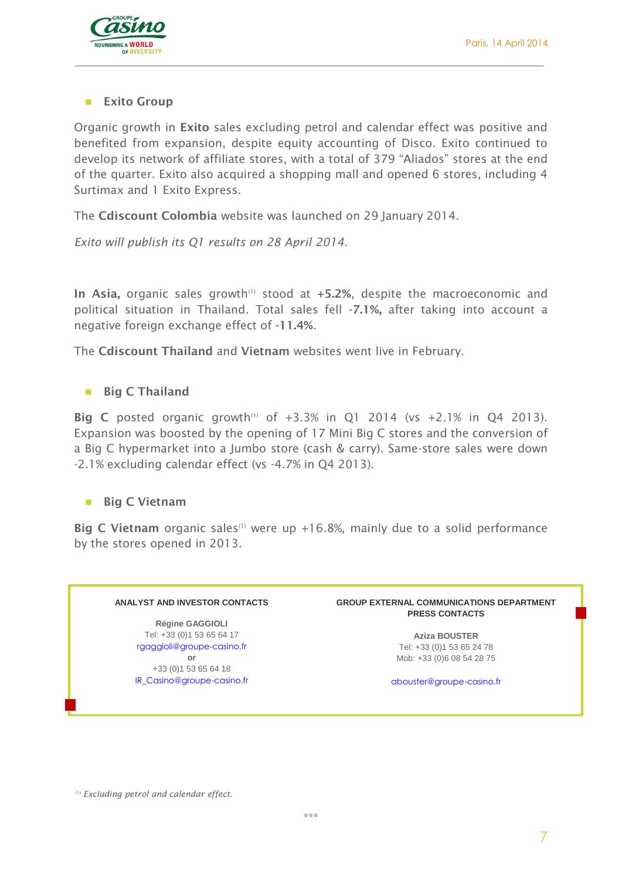- **Exito Group**

Organic growth in **Exito** sales excluding petrol and calendar effect was positive and benefited from expansion, despite equity accounting of Disco. Exito continued to develop its network of affiliate stores, with a total of 379 “Aliados” stores at the end of the quarter. Exito also acquired a shopping mall and opened 6 stores, including 4 Surtimax and 1 Exito Express.

The **Cdiscount Colombia** website was launched on 29 January 2014.

*Exito will publish its Q1 results on 28 April 2014.*

**In Asia,** organic sales growth[(1)] stood at **+5.2%**, despite the macroeconomic and political situation in Thailand. Total sales fell **-7.1%,** after taking into account a negative foreign exchange effect of **-11.4%**.

The **Cdiscount Thailand** and **Vietnam** websites went live in February.

- **Big C Thailand**

**Big C** posted organic growth[(1)] of +3.3% in Q1 2014 (vs +2.1% in Q4 2013). Expansion was boosted by the opening of 17 Mini Big C stores and the conversion of a Big C hypermarket into a Jumbo store (cash & carry). Same-store sales were down -2.1% excluding calendar effect (vs -4.7% in Q4 2013).

- **Big C Vietnam**

**Big C Vietnam** organic sales[(1)] were up +16.8%, mainly due to a solid performance by the stores opened in 2013.

**ANALYST AND INVESTOR CONTACTS**

**Régine GAGGIOLI**
Tel: +33 (0)1 53 65 64 17
rgaggioli@groupe-casino.fr
**or**
+33 (0)1 53 65 64 18
IR_Casino@groupe-casino.fr

**GROUP EXTERNAL COMMUNICATIONS DEPARTMENT**
**PRESS CONTACTS**

**Aziza BOUSTER**
Tel: +33 (0)1 53 65 24 78
Mob: +33 (0)6 08 54 28 75

abouster@groupe-casino.fr

[(1)] *Excluding petrol and calendar effect.*

\*\*\*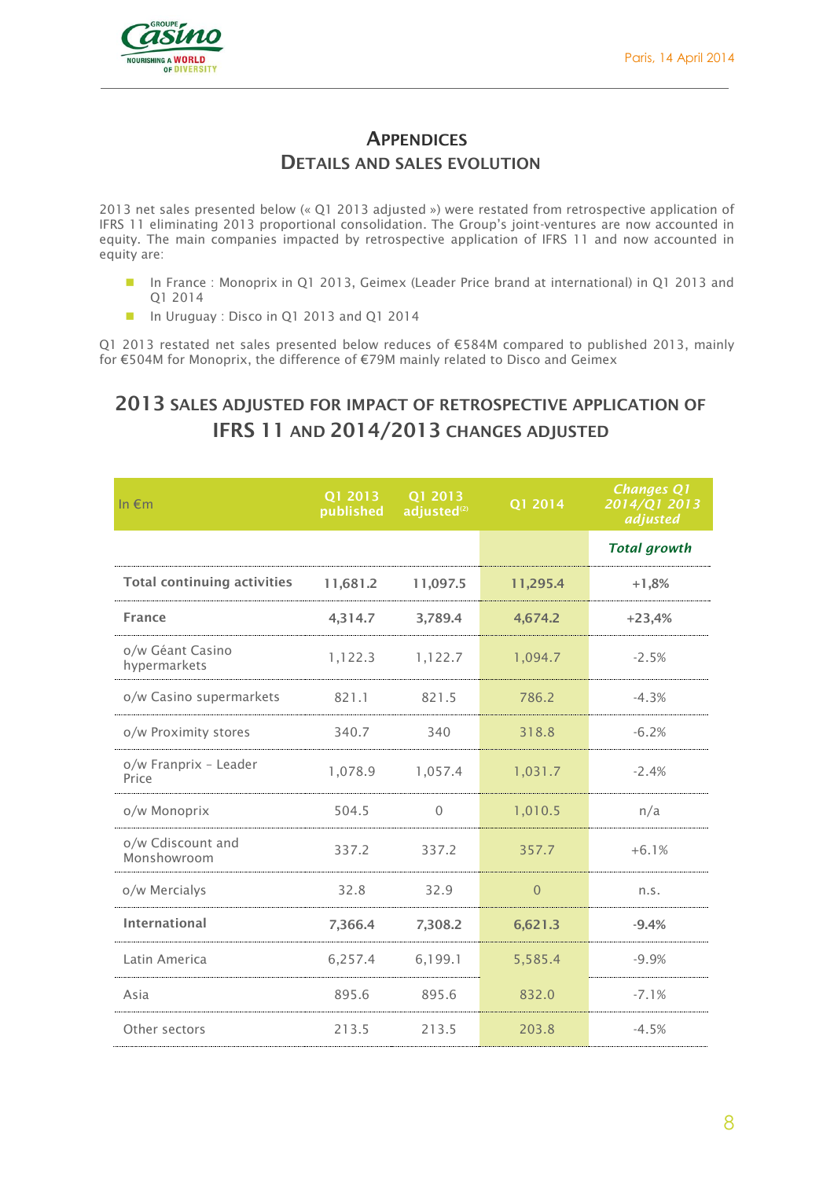# APPENDICES
# DETAILS AND SALES EVOLUTION

2013 net sales presented below (« Q1 2013 adjusted ») were restated from retrospective application of IFRS 11 eliminating 2013 proportional consolidation. The Group's joint-ventures are now accounted in equity. The main companies impacted by retrospective application of IFRS 11 and now accounted in equity are:

- In France : Monoprix in Q1 2013, Geimex (Leader Price brand at international) in Q1 2013 and Q1 2014
- In Uruguay : Disco in Q1 2013 and Q1 2014

Q1 2013 restated net sales presented below reduces of €584M compared to published 2013, mainly for €504M for Monoprix, the difference of €79M mainly related to Disco and Geimex

## 2013 SALES ADJUSTED FOR IMPACT OF RETROSPECTIVE APPLICATION OF IFRS 11 AND 2014/2013 CHANGES ADJUSTED

| In €m | Q1 2013 published | Q1 2013 adjusted[2] | Q1 2014 | *Changes Q1 2014/Q1 2013 adjusted* |
|---|---|---|---|---|
| | | | | ***Total growth*** |
| **Total continuing activities** | **11,681.2** | **11,097.5** | **11,295.4** | **+1,8%** |
| **France** | **4,314.7** | **3,789.4** | **4,674.2** | **+23,4%** |
| o/w Géant Casino hypermarkets | 1,122.3 | 1,122.7 | 1,094.7 | -2.5% |
| o/w Casino supermarkets | 821.1 | 821.5 | 786.2 | -4.3% |
| o/w Proximity stores | 340.7 | 340 | 318.8 | -6.2% |
| o/w Franprix – Leader Price | 1,078.9 | 1,057.4 | 1,031.7 | -2.4% |
| o/w Monoprix | 504.5 | 0 | 1,010.5 | n/a |
| o/w Cdiscount and Monshowroom | 337.2 | 337.2 | 357.7 | +6.1% |
| o/w Mercialys | 32.8 | 32.9 | 0 | n.s. |
| **International** | **7,366.4** | **7,308.2** | **6,621.3** | **-9.4%** |
| Latin America | 6,257.4 | 6,199.1 | 5,585.4 | -9.9% |
| Asia | 895.6 | 895.6 | 832.0 | -7.1% |
| Other sectors | 213.5 | 213.5 | 203.8 | -4.5% |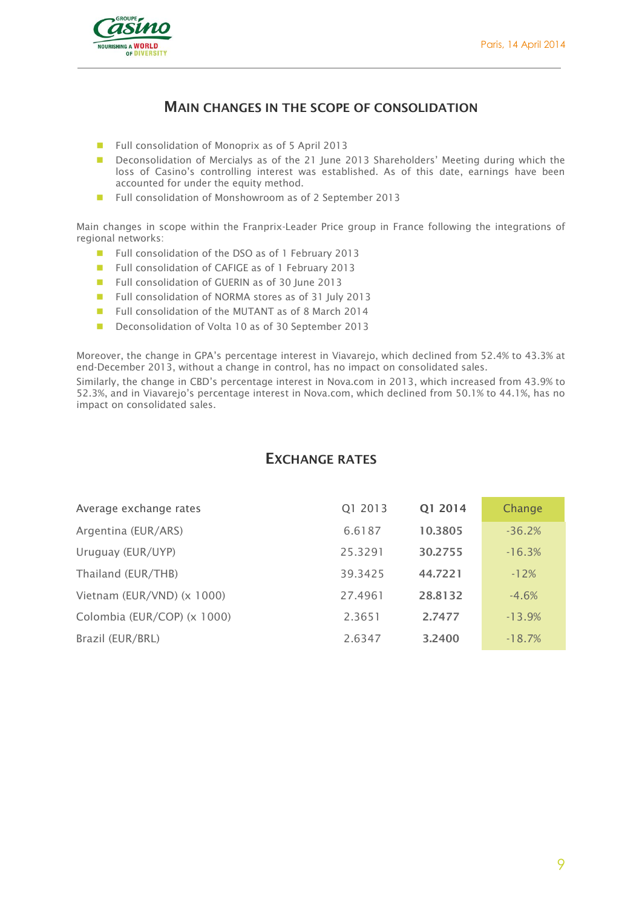## MAIN CHANGES IN THE SCOPE OF CONSOLIDATION

- Full consolidation of Monoprix as of 5 April 2013
- Deconsolidation of Mercialys as of the 21 June 2013 Shareholders' Meeting during which the loss of Casino's controlling interest was established. As of this date, earnings have been accounted for under the equity method.
- Full consolidation of Monshowroom as of 2 September 2013

Main changes in scope within the Franprix-Leader Price group in France following the integrations of regional networks:

- Full consolidation of the DSO as of 1 February 2013
- Full consolidation of CAFIGE as of 1 February 2013
- Full consolidation of GUERIN as of 30 June 2013
- Full consolidation of NORMA stores as of 31 July 2013
- Full consolidation of the MUTANT as of 8 March 2014
- Deconsolidation of Volta 10 as of 30 September 2013

Moreover, the change in GPA's percentage interest in Viavarejo, which declined from 52.4% to 43.3% at end-December 2013, without a change in control, has no impact on consolidated sales.

Similarly, the change in CBD's percentage interest in Nova.com in 2013, which increased from 43.9% to 52.3%, and in Viavarejo's percentage interest in Nova.com, which declined from 50.1% to 44.1%, has no impact on consolidated sales.

## EXCHANGE RATES

| Average exchange rates | Q1 2013 | Q1 2014 | Change |
|---|---|---|---|
| Argentina (EUR/ARS) | 6.6187 | **10.3805** | -36.2% |
| Uruguay (EUR/UYP) | 25.3291 | **30.2755** | -16.3% |
| Thailand (EUR/THB) | 39.3425 | **44.7221** | -12% |
| Vietnam (EUR/VND) (x 1000) | 27.4961 | **28.8132** | -4.6% |
| Colombia (EUR/COP) (x 1000) | 2.3651 | **2.7477** | -13.9% |
| Brazil (EUR/BRL) | 2.6347 | **3.2400** | -18.7% |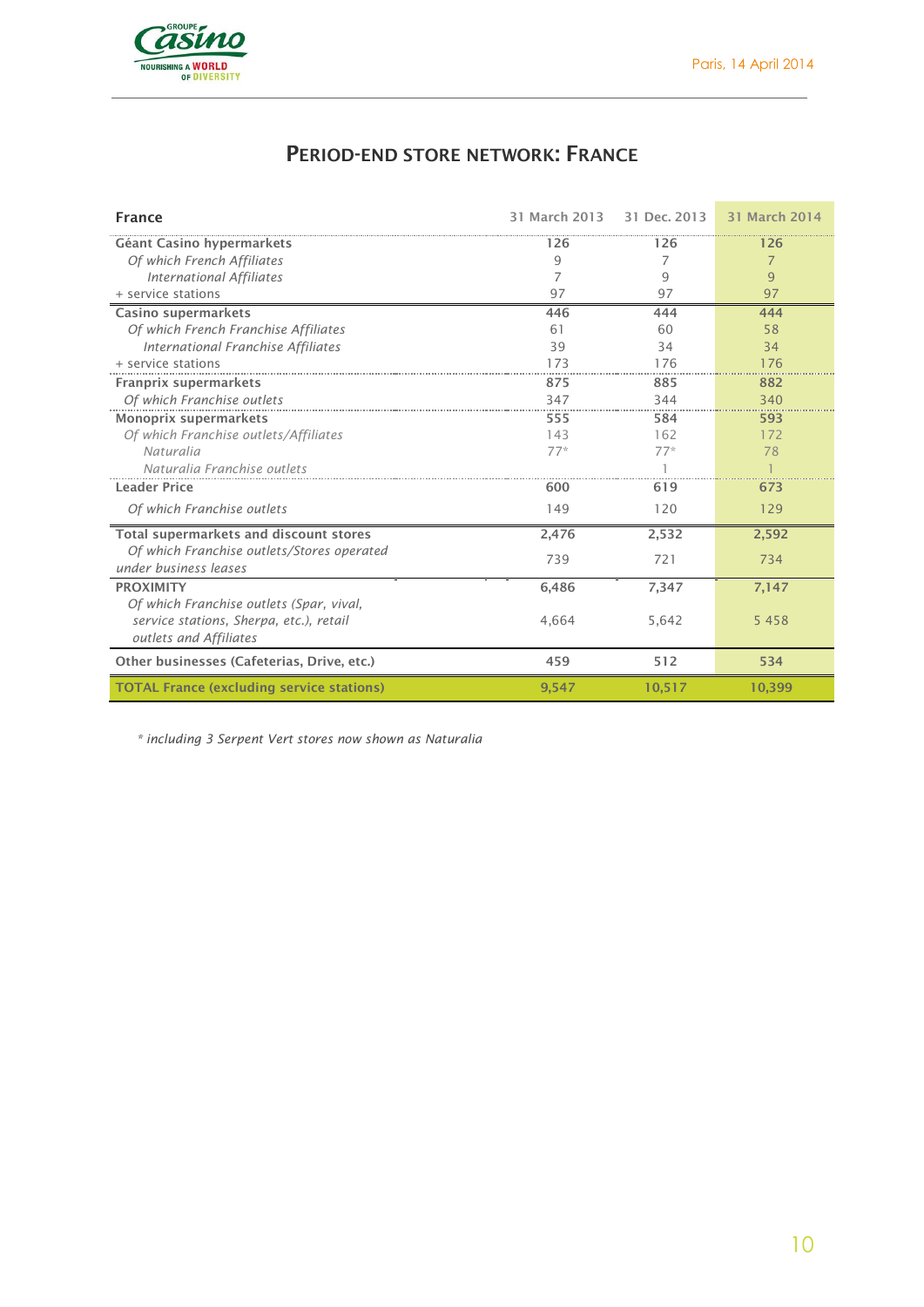## PERIOD-END STORE NETWORK: FRANCE

| France | 31 March 2013 | 31 Dec. 2013 | 31 March 2014 |
|---|---|---|---|
| **Géant Casino hypermarkets** | 126 | 126 | 126 |
| *Of which French Affiliates* | 9 | 7 | 7 |
| *International Affiliates* | 7 | 9 | 9 |
| + service stations | 97 | 97 | 97 |
| **Casino supermarkets** | 446 | 444 | 444 |
| *Of which French Franchise Affiliates* | 61 | 60 | 58 |
| *International Franchise Affiliates* | 39 | 34 | 34 |
| + service stations | 173 | 176 | 176 |
| **Franprix supermarkets** | 875 | 885 | 882 |
| *Of which Franchise outlets* | 347 | 344 | 340 |
| **Monoprix supermarkets** | 555 | 584 | 593 |
| *Of which Franchise outlets/Affiliates* | 143 | 162 | 172 |
| *Naturalia* | 77* | 77* | 78 |
| *Naturalia Franchise outlets* | | 1 | 1 |
| **Leader Price** | 600 | 619 | 673 |
| *Of which Franchise outlets* | 149 | 120 | 129 |
| **Total supermarkets and discount stores** | 2,476 | 2,532 | 2,592 |
| *Of which Franchise outlets/Stores operated under business leases* | 739 | 721 | 734 |
| **PROXIMITY** | 6,486 | 7,347 | 7,147 |
| *Of which Franchise outlets (Spar, vival, service stations, Sherpa, etc.), retail outlets and Affiliates* | 4,664 | 5,642 | 5 458 |
| **Other businesses (Cafeterias, Drive, etc.)** | 459 | 512 | 534 |
| **TOTAL France (excluding service stations)** | **9,547** | **10,517** | **10,399** |

*\* including 3 Serpent Vert stores now shown as Naturalia*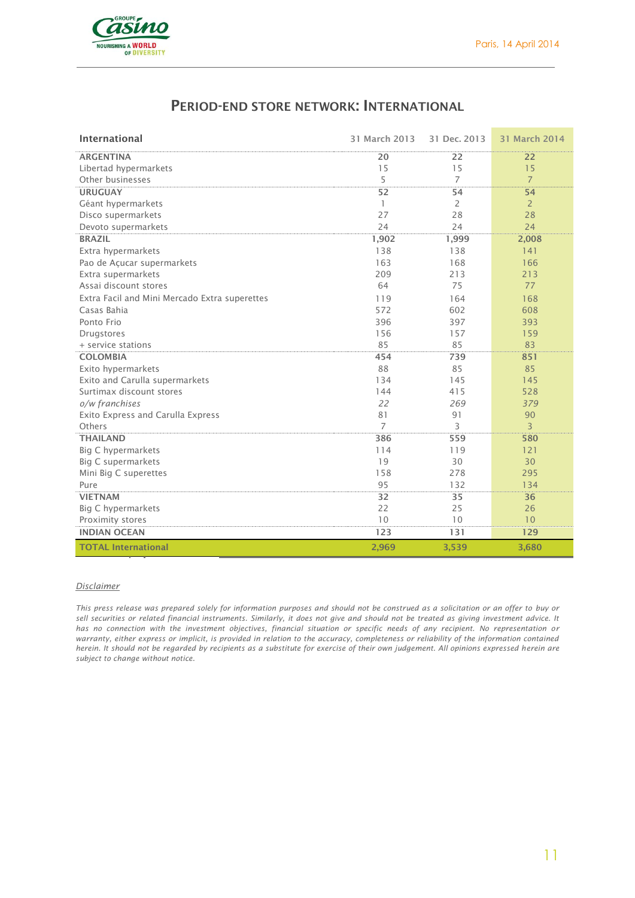## PERIOD-END STORE NETWORK: INTERNATIONAL

| International | 31 March 2013 | 31 Dec. 2013 | 31 March 2014 |
|---|---|---|---|
| **ARGENTINA** | **20** | **22** | **22** |
| Libertad hypermarkets | 15 | 15 | 15 |
| Other businesses | 5 | 7 | 7 |
| **URUGUAY** | **52** | **54** | **54** |
| Géant hypermarkets | 1 | 2 | 2 |
| Disco supermarkets | 27 | 28 | 28 |
| Devoto supermarkets | 24 | 24 | 24 |
| **BRAZIL** | **1,902** | **1,999** | **2,008** |
| Extra hypermarkets | 138 | 138 | 141 |
| Pao de Açucar supermarkets | 163 | 168 | 166 |
| Extra supermarkets | 209 | 213 | 213 |
| Assai discount stores | 64 | 75 | 77 |
| Extra Facil and Mini Mercado Extra superettes | 119 | 164 | 168 |
| Casas Bahia | 572 | 602 | 608 |
| Ponto Frio | 396 | 397 | 393 |
| Drugstores | 156 | 157 | 159 |
| + service stations | 85 | 85 | 83 |
| **COLOMBIA** | **454** | **739** | **851** |
| Exito hypermarkets | 88 | 85 | 85 |
| Exito and Carulla supermarkets | 134 | 145 | 145 |
| Surtimax discount stores | 144 | 415 | 528 |
| *o/w franchises* | *22* | *269* | *379* |
| Exito Express and Carulla Express | 81 | 91 | 90 |
| Others | 7 | 3 | 3 |
| **THAILAND** | **386** | **559** | **580** |
| Big C hypermarkets | 114 | 119 | 121 |
| Big C supermarkets | 19 | 30 | 30 |
| Mini Big C superettes | 158 | 278 | 295 |
| Pure | 95 | 132 | 134 |
| **VIETNAM** | **32** | **35** | **36** |
| Big C hypermarkets | 22 | 25 | 26 |
| Proximity stores | 10 | 10 | 10 |
| **INDIAN OCEAN** | **123** | **131** | **129** |
| **TOTAL International** | **2,969** | **3,539** | **3,680** |

*Disclaimer*

*This press release was prepared solely for information purposes and should not be construed as a solicitation or an offer to buy or sell securities or related financial instruments. Similarly, it does not give and should not be treated as giving investment advice. It has no connection with the investment objectives, financial situation or specific needs of any recipient. No representation or warranty, either express or implicit, is provided in relation to the accuracy, completeness or reliability of the information contained herein. It should not be regarded by recipients as a substitute for exercise of their own judgement. All opinions expressed herein are subject to change without notice.*